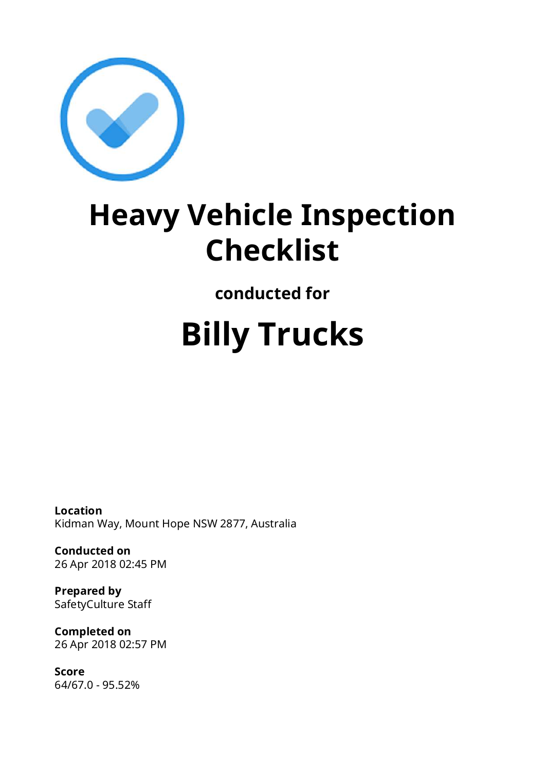# Heavy Vehicle Inspection Checklist

**conducted for**

# Billy Trucks

**Location**
Kidman Way, Mount Hope NSW 2877, Australia

**Conducted on**
26 Apr 2018 02:45 PM

**Prepared by**
SafetyCulture Staff

**Completed on**
26 Apr 2018 02:57 PM

**Score**
64/67.0 - 95.52%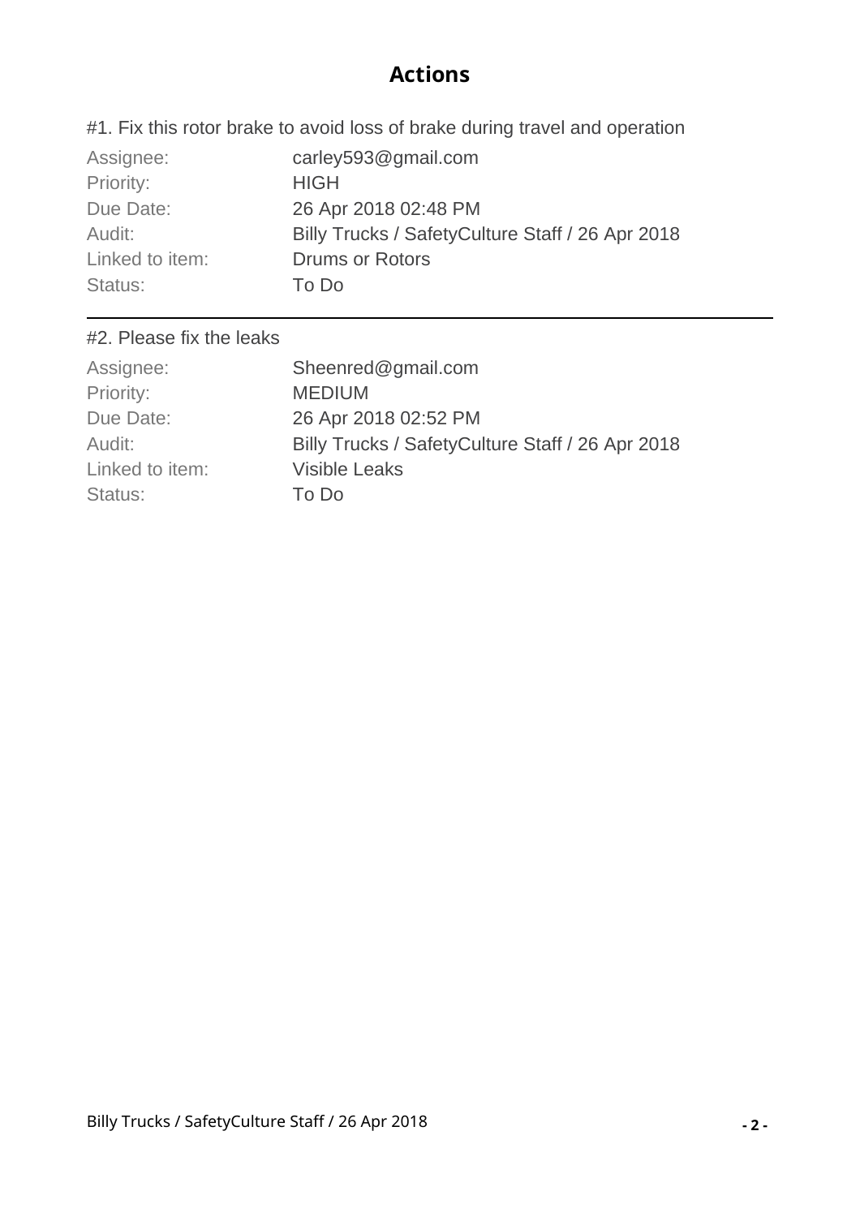## Actions

#1. Fix this rotor brake to avoid loss of brake during travel and operation

| | |
|---|---|
| Assignee: | carley593@gmail.com |
| Priority: | HIGH |
| Due Date: | 26 Apr 2018 02:48 PM |
| Audit: | Billy Trucks / SafetyCulture Staff / 26 Apr 2018 |
| Linked to item: | Drums or Rotors |
| Status: | To Do |

---

#2. Please fix the leaks

| | |
|---|---|
| Assignee: | Sheenred@gmail.com |
| Priority: | MEDIUM |
| Due Date: | 26 Apr 2018 02:52 PM |
| Audit: | Billy Trucks / SafetyCulture Staff / 26 Apr 2018 |
| Linked to item: | Visible Leaks |
| Status: | To Do |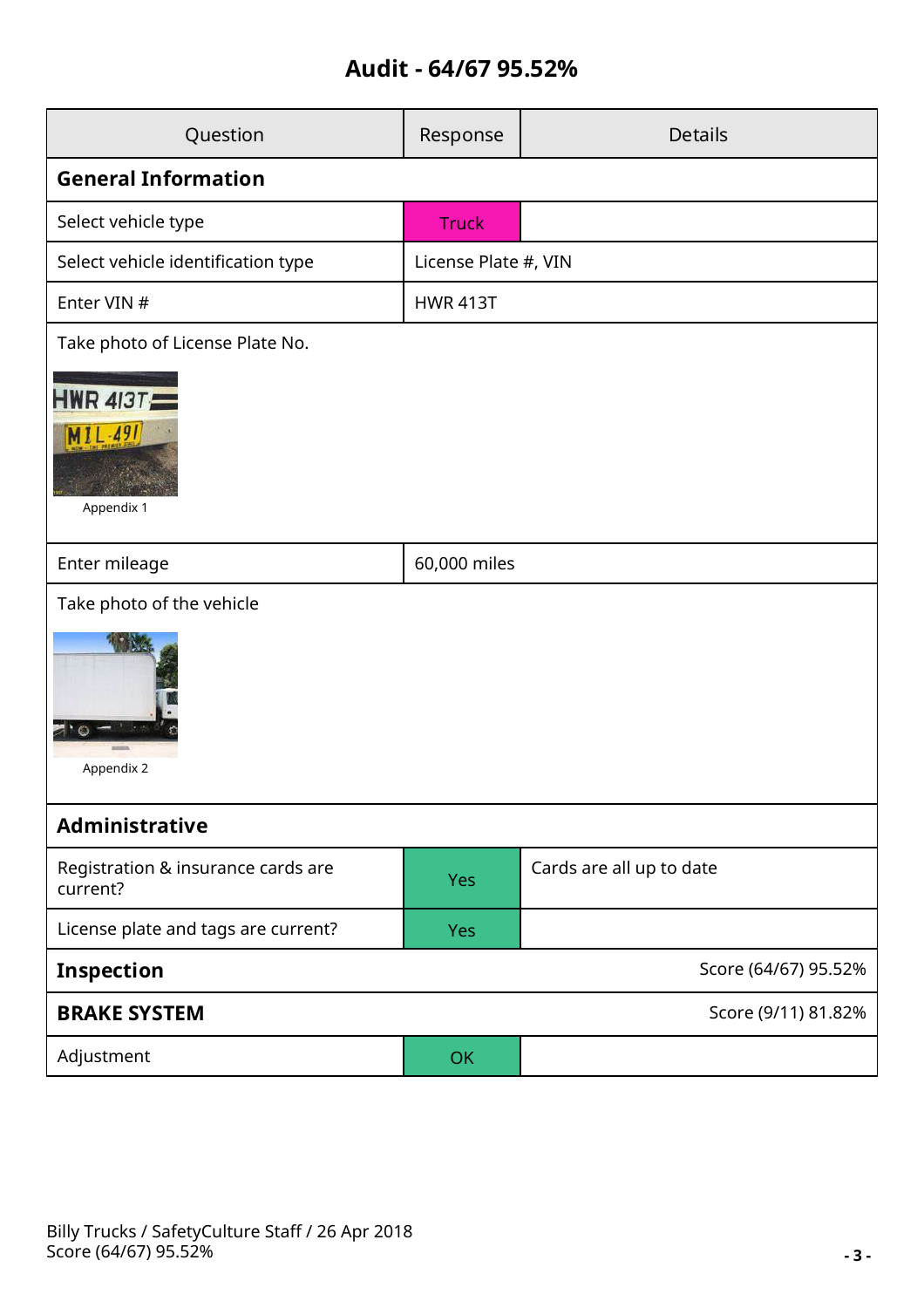# Audit - 64/67 95.52%

| Question | Response | Details |
|---|---|---|
| **General Information** | | |
| Select vehicle type | Truck | |
| Select vehicle identification type | License Plate #, VIN | |
| Enter VIN # | HWR 413T | |
| Take photo of License Plate No. | | |
| Appendix 1 | | |
| Enter mileage | 60,000 miles | |
| Take photo of the vehicle | | |
| Appendix 2 | | |
| **Administrative** | | |
| Registration & insurance cards are current? | Yes | Cards are all up to date |
| License plate and tags are current? | Yes | |
| **Inspection** | | Score (64/67) 95.52% |
| **BRAKE SYSTEM** | | Score (9/11) 81.82% |
| Adjustment | OK | |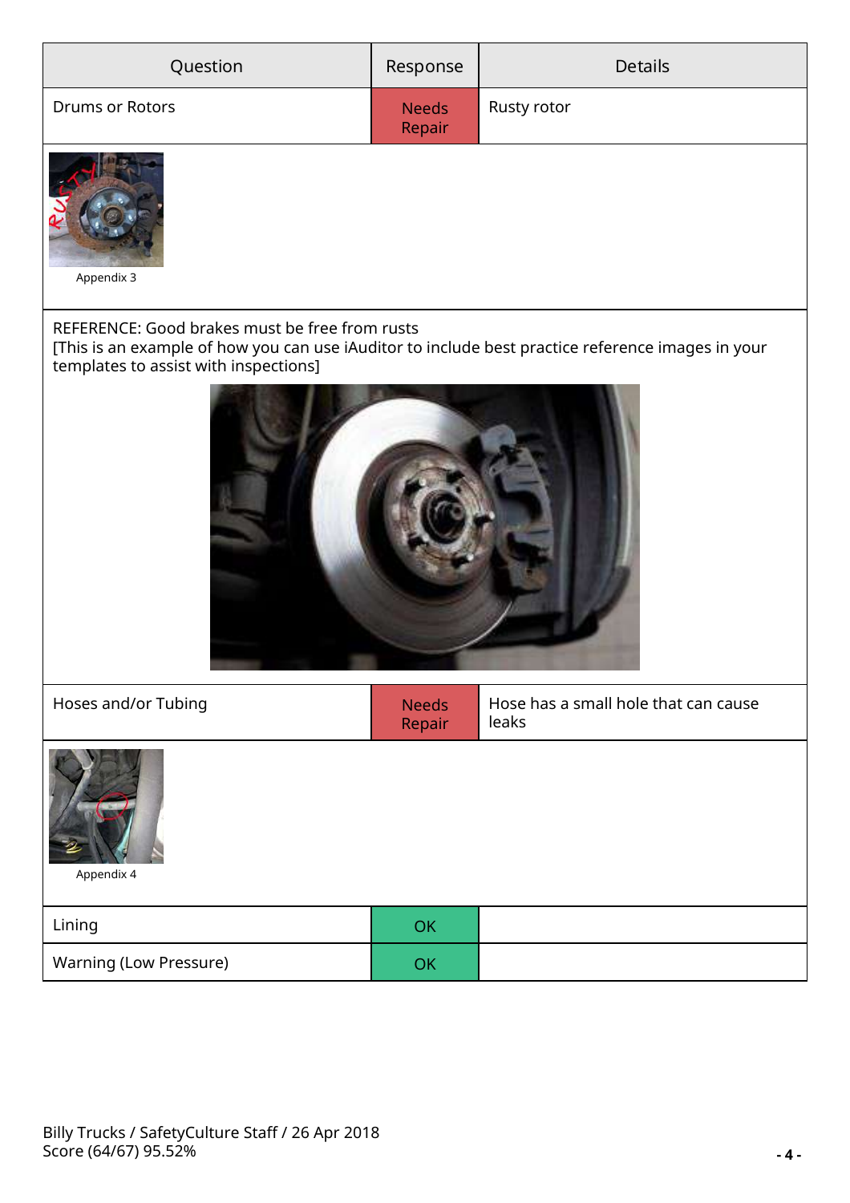| Question | Response | Details |
| --- | --- | --- |
| Drums or Rotors | Needs Repair | Rusty rotor |

Appendix 3

REFERENCE: Good brakes must be free from rusts
[This is an example of how you can use iAuditor to include best practice reference images in your templates to assist with inspections]

| Question | Response | Details |
| --- | --- | --- |
| Hoses and/or Tubing | Needs Repair | Hose has a small hole that can cause leaks |

Appendix 4

| Question | Response | Details |
| --- | --- | --- |
| Lining | OK | |
| Warning (Low Pressure) | OK | |

Billy Trucks / SafetyCulture Staff / 26 Apr 2018
Score (64/67) 95.52%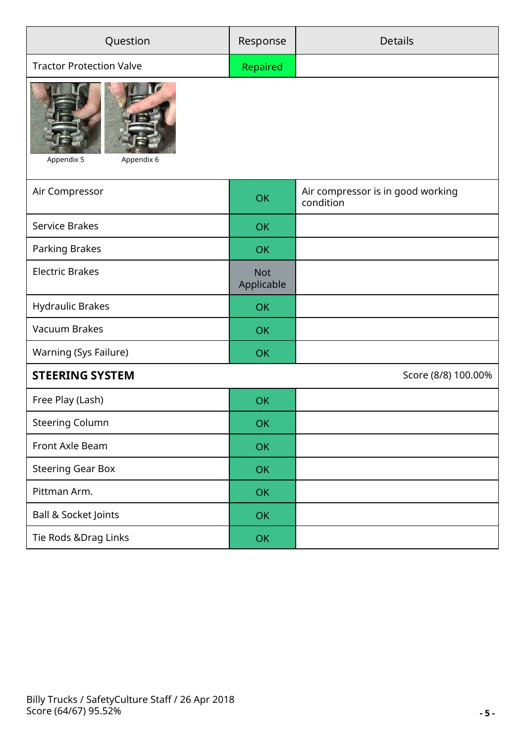| Question | Response | Details |
|---|---|---|
| Tractor Protection Valve | Repaired | |
| Appendix 5 Appendix 6 | | |
| Air Compressor | OK | Air compressor is in good working condition |
| Service Brakes | OK | |
| Parking Brakes | OK | |
| Electric Brakes | Not Applicable | |
| Hydraulic Brakes | OK | |
| Vacuum Brakes | OK | |
| Warning (Sys Failure) | OK | |
| **STEERING SYSTEM** | | Score (8/8) 100.00% |
| Free Play (Lash) | OK | |
| Steering Column | OK | |
| Front Axle Beam | OK | |
| Steering Gear Box | OK | |
| Pittman Arm. | OK | |
| Ball & Socket Joints | OK | |
| Tie Rods &Drag Links | OK | |

Billy Trucks / SafetyCulture Staff / 26 Apr 2018
Score (64/67) 95.52%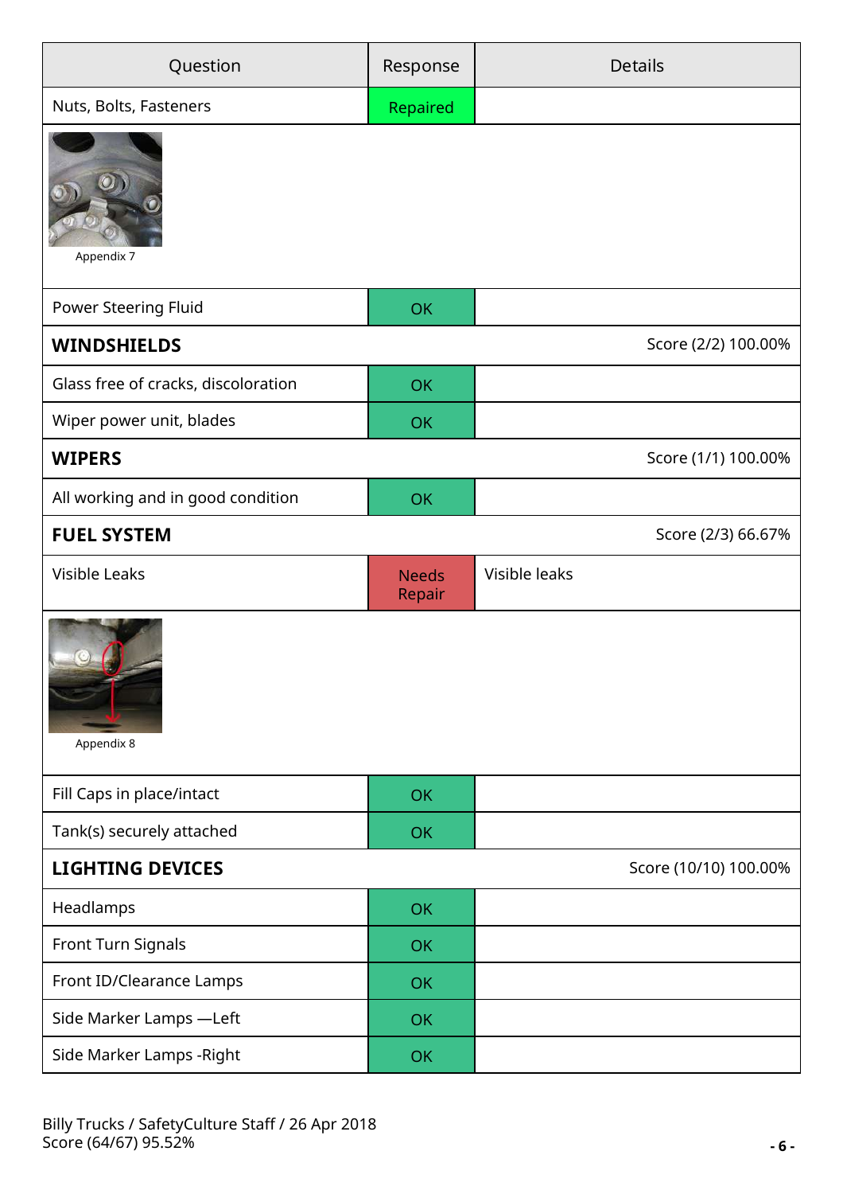| Question | Response | Details |
|---|---|---|
| Nuts, Bolts, Fasteners | Repaired | |

Appendix 7

| Question | Response | Details |
|---|---|---|
| Power Steering Fluid | OK | |
| **WINDSHIELDS** | | Score (2/2) 100.00% |
| Glass free of cracks, discoloration | OK | |
| Wiper power unit, blades | OK | |
| **WIPERS** | | Score (1/1) 100.00% |
| All working and in good condition | OK | |
| **FUEL SYSTEM** | | Score (2/3) 66.67% |
| Visible Leaks | Needs Repair | Visible leaks |

Appendix 8

| Question | Response | Details |
|---|---|---|
| Fill Caps in place/intact | OK | |
| Tank(s) securely attached | OK | |
| **LIGHTING DEVICES** | | Score (10/10) 100.00% |
| Headlamps | OK | |
| Front Turn Signals | OK | |
| Front ID/Clearance Lamps | OK | |
| Side Marker Lamps —Left | OK | |
| Side Marker Lamps -Right | OK | |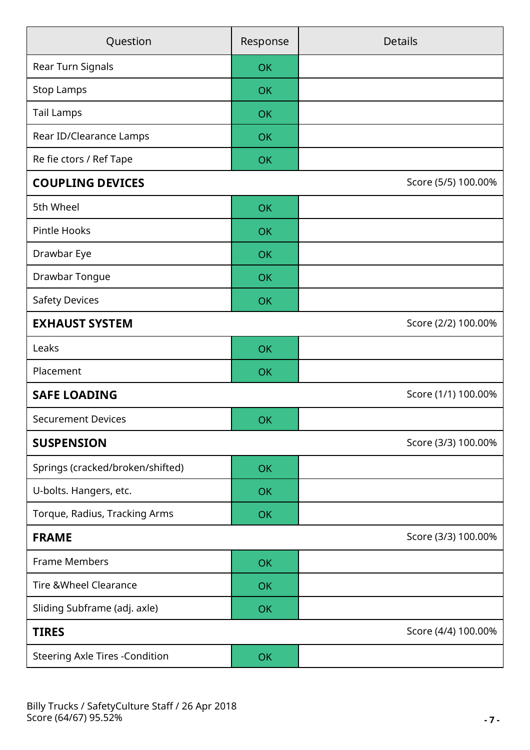| Question | Response | Details |
| --- | --- | --- |
| Rear Turn Signals | OK | |
| Stop Lamps | OK | |
| Tail Lamps | OK | |
| Rear ID/Clearance Lamps | OK | |
| Re fie ctors / Ref Tape | OK | |
| **COUPLING DEVICES** | | Score (5/5) 100.00% |
| 5th Wheel | OK | |
| Pintle Hooks | OK | |
| Drawbar Eye | OK | |
| Drawbar Tongue | OK | |
| Safety Devices | OK | |
| **EXHAUST SYSTEM** | | Score (2/2) 100.00% |
| Leaks | OK | |
| Placement | OK | |
| **SAFE LOADING** | | Score (1/1) 100.00% |
| Securement Devices | OK | |
| **SUSPENSION** | | Score (3/3) 100.00% |
| Springs (cracked/broken/shifted) | OK | |
| U-bolts. Hangers, etc. | OK | |
| Torque, Radius, Tracking Arms | OK | |
| **FRAME** | | Score (3/3) 100.00% |
| Frame Members | OK | |
| Tire &Wheel Clearance | OK | |
| Sliding Subframe (adj. axle) | OK | |
| **TIRES** | | Score (4/4) 100.00% |
| Steering Axle Tires -Condition | OK | |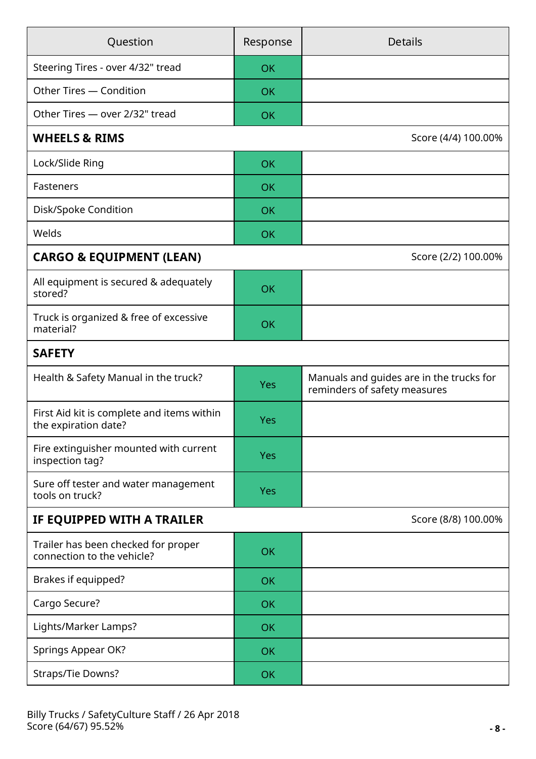| Question | Response | Details |
|---|---|---|
| Steering Tires - over 4/32" tread | OK | |
| Other Tires — Condition | OK | |
| Other Tires — over 2/32" tread | OK | |
| **WHEELS & RIMS** | | Score (4/4) 100.00% |
| Lock/Slide Ring | OK | |
| Fasteners | OK | |
| Disk/Spoke Condition | OK | |
| Welds | OK | |
| **CARGO & EQUIPMENT (LEAN)** | | Score (2/2) 100.00% |
| All equipment is secured & adequately stored? | OK | |
| Truck is organized & free of excessive material? | OK | |
| **SAFETY** | | |
| Health & Safety Manual in the truck? | Yes | Manuals and guides are in the trucks for reminders of safety measures |
| First Aid kit is complete and items within the expiration date? | Yes | |
| Fire extinguisher mounted with current inspection tag? | Yes | |
| Sure off tester and water management tools on truck? | Yes | |
| **IF EQUIPPED WITH A TRAILER** | | Score (8/8) 100.00% |
| Trailer has been checked for proper connection to the vehicle? | OK | |
| Brakes if equipped? | OK | |
| Cargo Secure? | OK | |
| Lights/Marker Lamps? | OK | |
| Springs Appear OK? | OK | |
| Straps/Tie Downs? | OK | |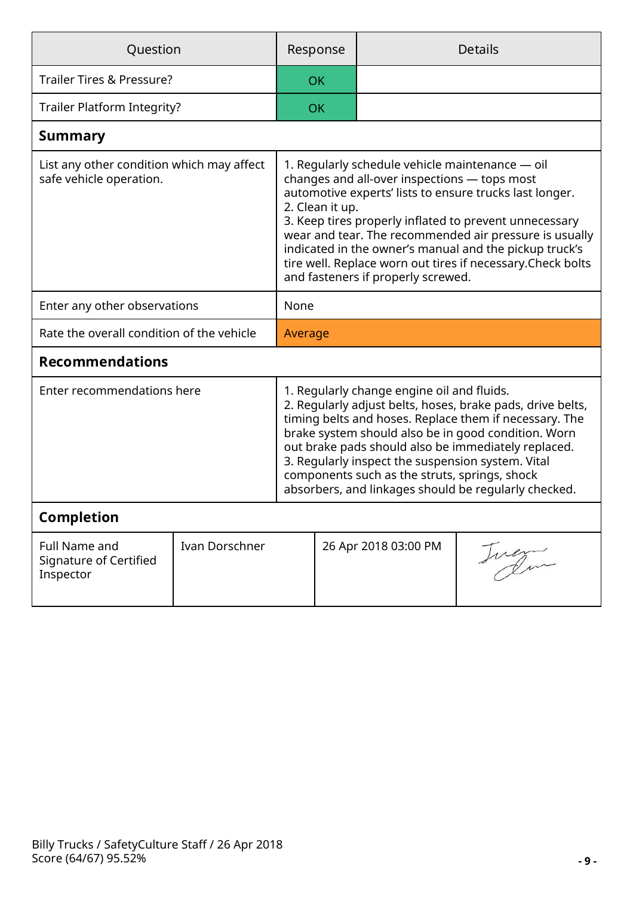| Question | Response | Details |
|---|---|---|
| Trailer Tires & Pressure? | OK | |
| Trailer Platform Integrity? | OK | |

## Summary

| | |
|---|---|
| List any other condition which may affect safe vehicle operation. | 1. Regularly schedule vehicle maintenance — oil changes and all-over inspections — tops most automotive experts' lists to ensure trucks last longer.<br>2. Clean it up.<br>3. Keep tires properly inflated to prevent unnecessary wear and tear. The recommended air pressure is usually indicated in the owner's manual and the pickup truck's tire well. Replace worn out tires if necessary.Check bolts and fasteners if properly screwed. |
| Enter any other observations | None |
| Rate the overall condition of the vehicle | Average |

## Recommendations

| | |
|---|---|
| Enter recommendations here | 1. Regularly change engine oil and fluids.<br>2. Regularly adjust belts, hoses, brake pads, drive belts, timing belts and hoses. Replace them if necessary. The brake system should also be in good condition. Worn out brake pads should also be immediately replaced.<br>3. Regularly inspect the suspension system. Vital components such as the struts, springs, shock absorbers, and linkages should be regularly checked. |

## Completion

| | | | |
|---|---|---|---|
| Full Name and Signature of Certified Inspector | Ivan Dorschner | 26 Apr 2018 03:00 PM | |

Billy Trucks / SafetyCulture Staff / 26 Apr 2018
Score (64/67) 95.52%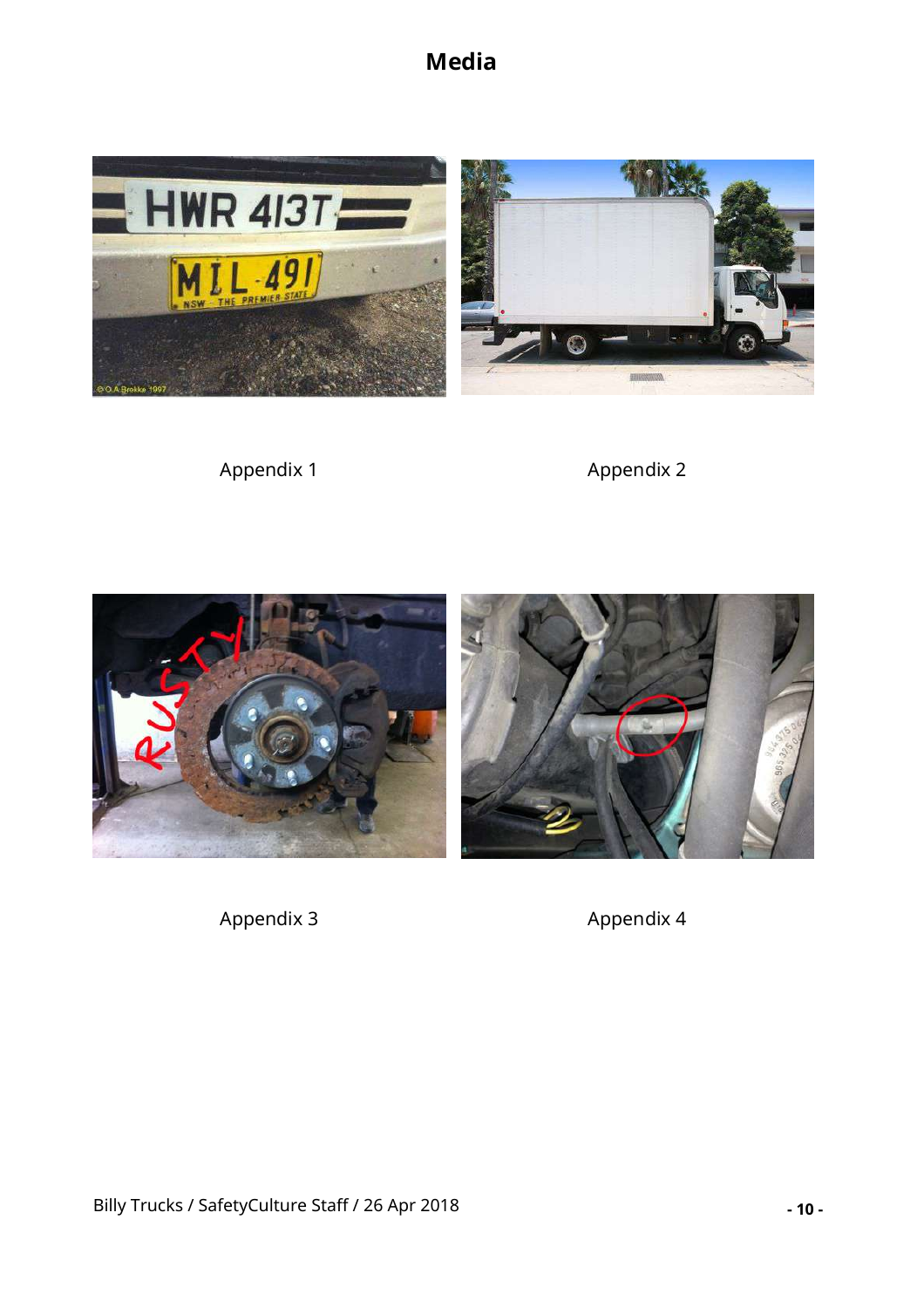# Media

Appendix 1

Appendix 2

Appendix 3

Appendix 4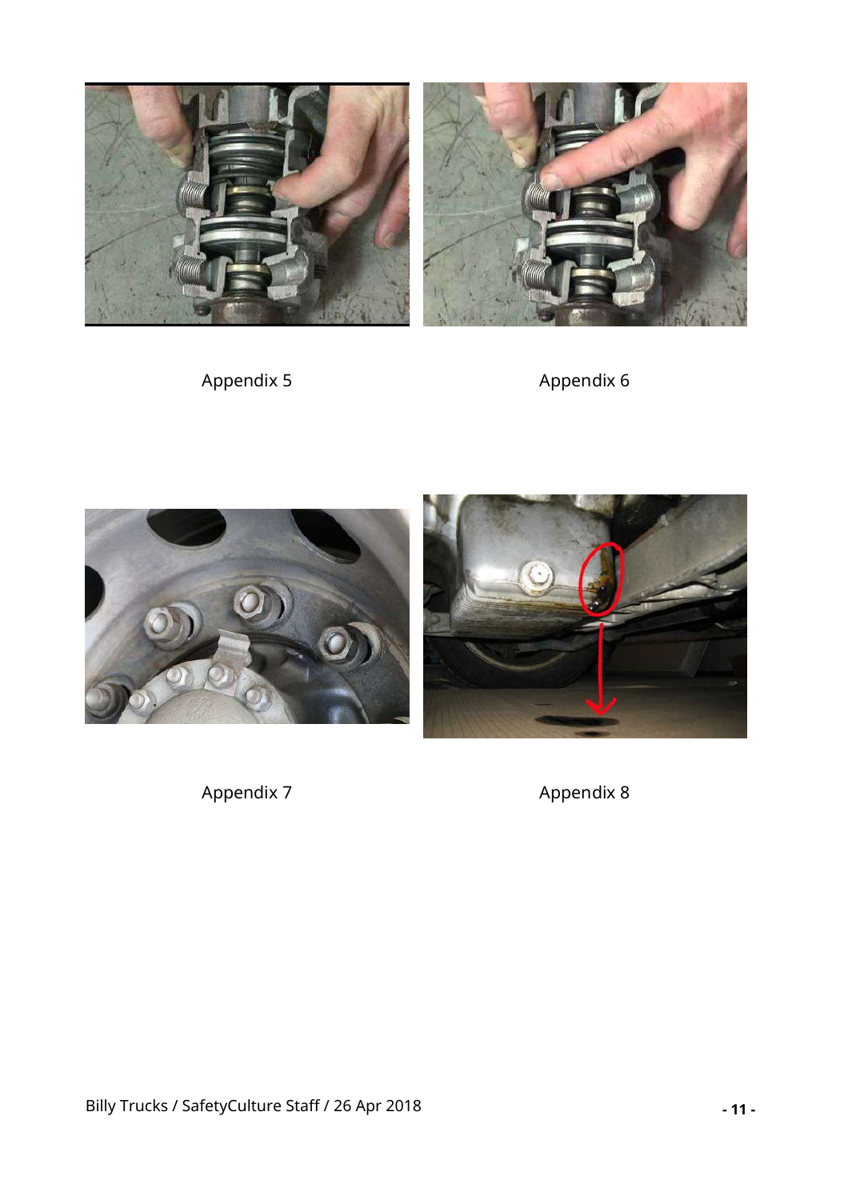Appendix 5

Appendix 6

Appendix 7

Appendix 8